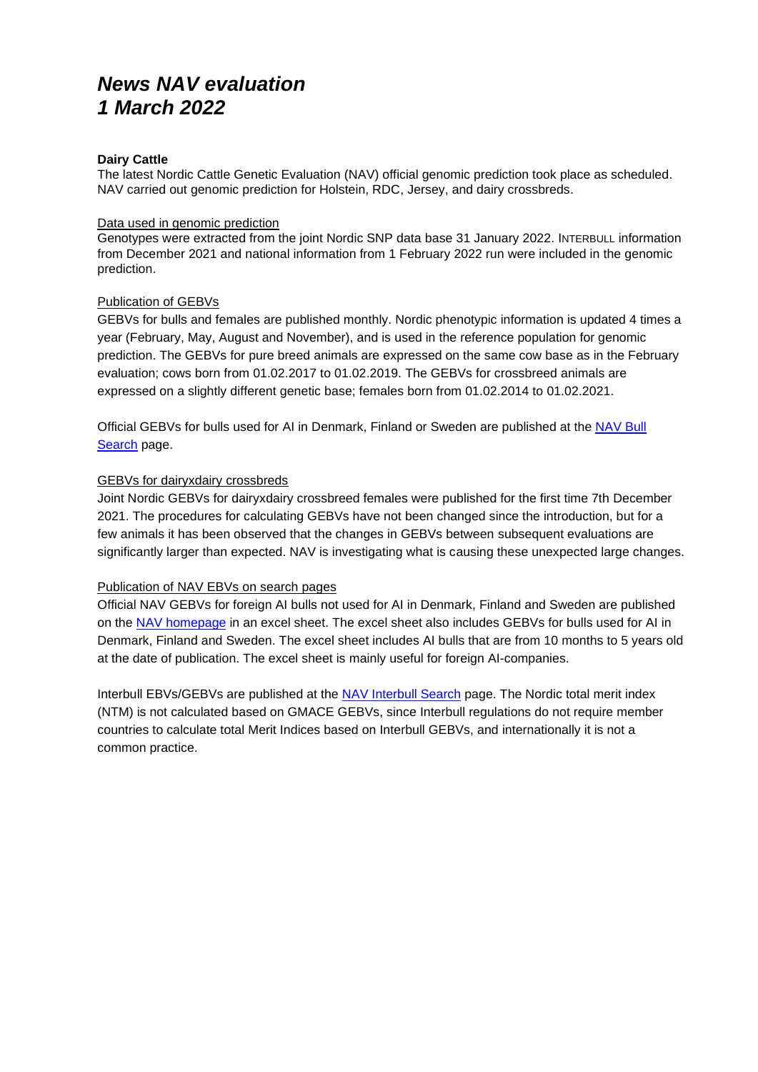# *News NAV evaluation 1 March 2022*

**Dairy Cattle**

The latest Nordic Cattle Genetic Evaluation (NAV) official genomic prediction took place as scheduled. NAV carried out genomic prediction for Holstein, RDC, Jersey, and dairy crossbreds.

<u>Data used in genomic prediction</u>

Genotypes were extracted from the joint Nordic SNP data base 31 January 2022. INTERBULL information from December 2021 and national information from 1 February 2022 run were included in the genomic prediction.

<u>Publication of GEBVs</u>

GEBVs for bulls and females are published monthly. Nordic phenotypic information is updated 4 times a year (February, May, August and November), and is used in the reference population for genomic prediction. The GEBVs for pure breed animals are expressed on the same cow base as in the February evaluation; cows born from 01.02.2017 to 01.02.2019. The GEBVs for crossbreed animals are expressed on a slightly different genetic base; females born from 01.02.2014 to 01.02.2021.

Official GEBVs for bulls used for AI in Denmark, Finland or Sweden are published at the NAV Bull Search page.

<u>GEBVs for dairyxdairy crossbreds</u>

Joint Nordic GEBVs for dairyxdairy crossbreed females were published for the first time 7th December 2021. The procedures for calculating GEBVs have not been changed since the introduction, but for a few animals it has been observed that the changes in GEBVs between subsequent evaluations are significantly larger than expected. NAV is investigating what is causing these unexpected large changes.

<u>Publication of NAV EBVs on search pages</u>

Official NAV GEBVs for foreign AI bulls not used for AI in Denmark, Finland and Sweden are published on the NAV homepage in an excel sheet. The excel sheet also includes GEBVs for bulls used for AI in Denmark, Finland and Sweden. The excel sheet includes AI bulls that are from 10 months to 5 years old at the date of publication. The excel sheet is mainly useful for foreign AI-companies.

Interbull EBVs/GEBVs are published at the NAV Interbull Search page. The Nordic total merit index (NTM) is not calculated based on GMACE GEBVs, since Interbull regulations do not require member countries to calculate total Merit Indices based on Interbull GEBVs, and internationally it is not a common practice.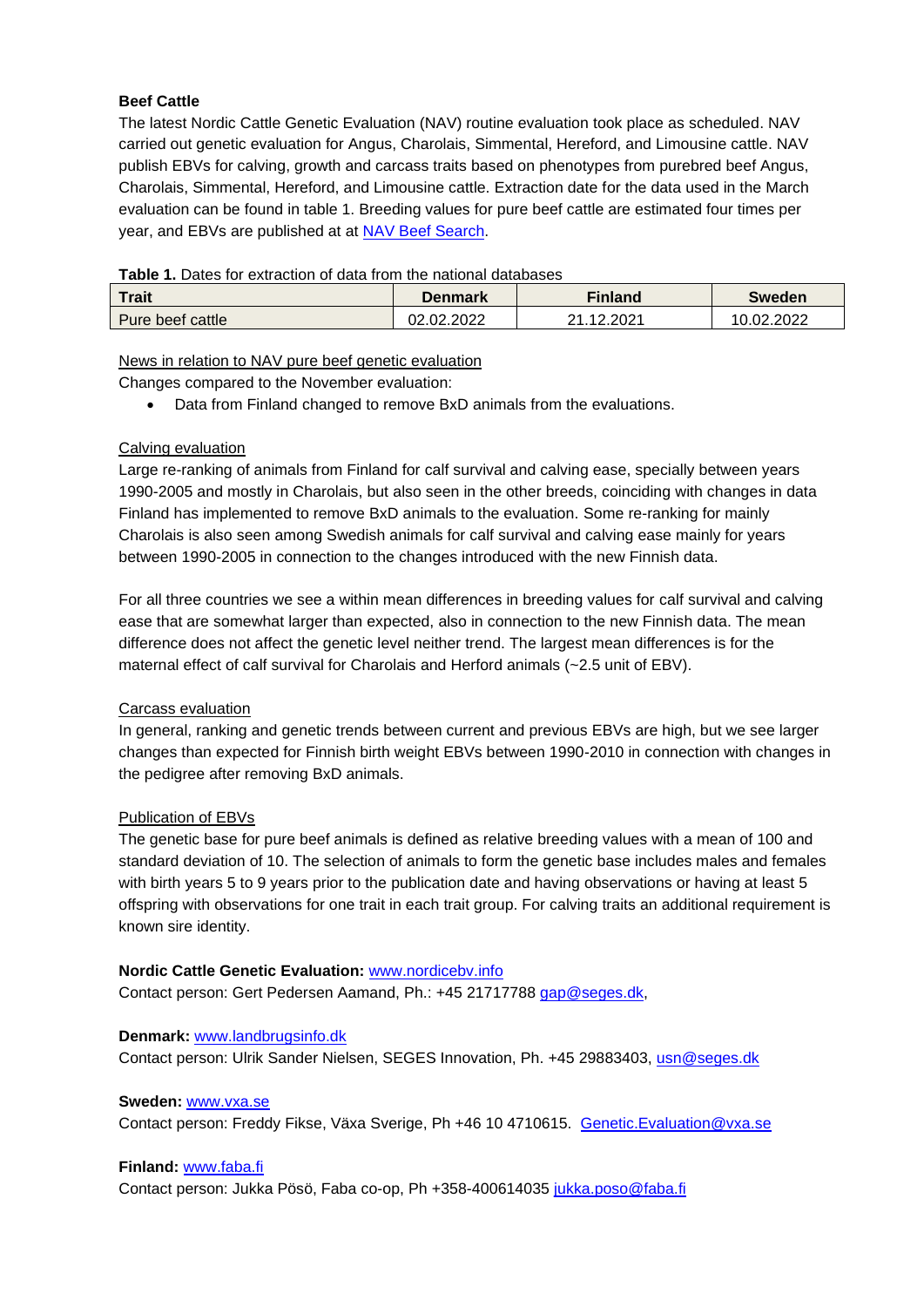**Beef Cattle**

The latest Nordic Cattle Genetic Evaluation (NAV) routine evaluation took place as scheduled. NAV carried out genetic evaluation for Angus, Charolais, Simmental, Hereford, and Limousine cattle. NAV publish EBVs for calving, growth and carcass traits based on phenotypes from purebred beef Angus, Charolais, Simmental, Hereford, and Limousine cattle. Extraction date for the data used in the March evaluation can be found in table 1. Breeding values for pure beef cattle are estimated four times per year, and EBVs are published at at NAV Beef Search.

**Table 1.** Dates for extraction of data from the national databases

| Trait | Denmark | Finland | Sweden |
|---|---|---|---|
| Pure beef cattle | 02.02.2022 | 21.12.2021 | 10.02.2022 |

News in relation to NAV pure beef genetic evaluation

Changes compared to the November evaluation:

- Data from Finland changed to remove BxD animals from the evaluations.

Calving evaluation

Large re-ranking of animals from Finland for calf survival and calving ease, specially between years 1990-2005 and mostly in Charolais, but also seen in the other breeds, coinciding with changes in data Finland has implemented to remove BxD animals to the evaluation. Some re-ranking for mainly Charolais is also seen among Swedish animals for calf survival and calving ease mainly for years between 1990-2005 in connection to the changes introduced with the new Finnish data.

For all three countries we see a within mean differences in breeding values for calf survival and calving ease that are somewhat larger than expected, also in connection to the new Finnish data. The mean difference does not affect the genetic level neither trend. The largest mean differences is for the maternal effect of calf survival for Charolais and Herford animals (~2.5 unit of EBV).

Carcass evaluation

In general, ranking and genetic trends between current and previous EBVs are high, but we see larger changes than expected for Finnish birth weight EBVs between 1990-2010 in connection with changes in the pedigree after removing BxD animals.

Publication of EBVs

The genetic base for pure beef animals is defined as relative breeding values with a mean of 100 and standard deviation of 10. The selection of animals to form the genetic base includes males and females with birth years 5 to 9 years prior to the publication date and having observations or having at least 5 offspring with observations for one trait in each trait group. For calving traits an additional requirement is known sire identity.

**Nordic Cattle Genetic Evaluation:** www.nordicebv.info

Contact person: Gert Pedersen Aamand, Ph.: +45 21717788 gap@seges.dk,

**Denmark:** www.landbrugsinfo.dk

Contact person: Ulrik Sander Nielsen, SEGES Innovation, Ph. +45 29883403, usn@seges.dk

**Sweden:** www.vxa.se

Contact person: Freddy Fikse, Växa Sverige, Ph +46 10 4710615. Genetic.Evaluation@vxa.se

**Finland:** www.faba.fi

Contact person: Jukka Pösö, Faba co-op, Ph +358-400614035 jukka.poso@faba.fi